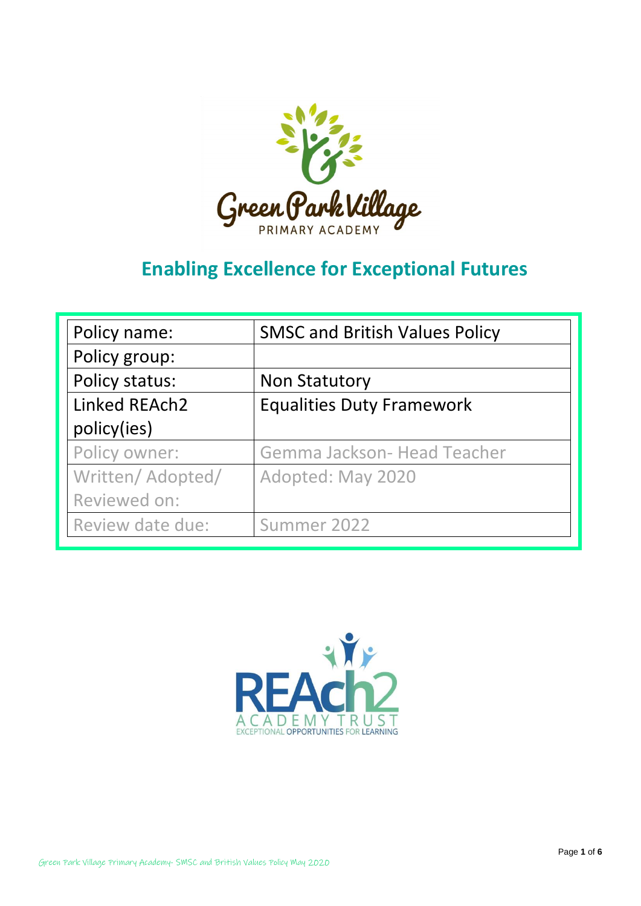Green Park Village

PRIMARY ACADEMY

## Enabling Excellence for Exceptional Futures

| Policy name: | SMSC and British Values Policy |
|---|---|
| Policy group: | |
| Policy status: | Non Statutory |
| Linked REAch2 policy(ies) | Equalities Duty Framework |
| Policy owner: | Gemma Jackson- Head Teacher |
| Written/ Adopted/ Reviewed on: | Adopted: May 2020 |
| Review date due: | Summer 2022 |

REAch2

ACADEMY TRUST

EXCEPTIONAL OPPORTUNITIES FOR LEARNING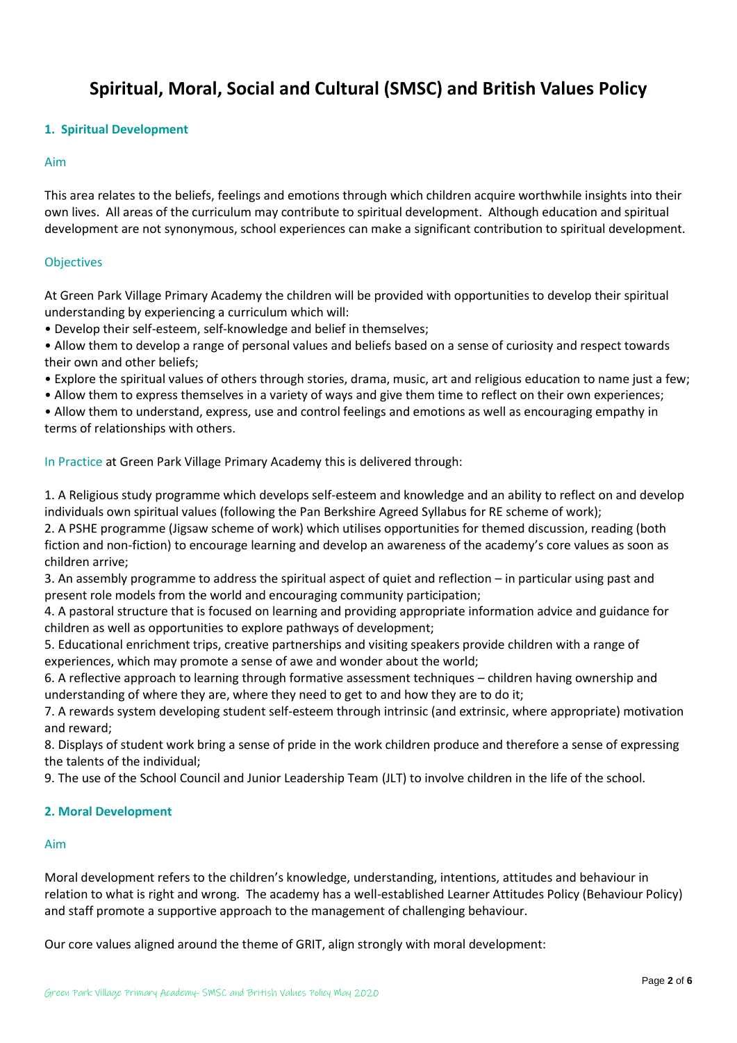# Spiritual, Moral, Social and Cultural (SMSC) and British Values Policy

## 1. Spiritual Development

### Aim

This area relates to the beliefs, feelings and emotions through which children acquire worthwhile insights into their own lives. All areas of the curriculum may contribute to spiritual development. Although education and spiritual development are not synonymous, school experiences can make a significant contribution to spiritual development.

### Objectives

At Green Park Village Primary Academy the children will be provided with opportunities to develop their spiritual understanding by experiencing a curriculum which will:

- Develop their self-esteem, self-knowledge and belief in themselves;
- Allow them to develop a range of personal values and beliefs based on a sense of curiosity and respect towards their own and other beliefs;
- Explore the spiritual values of others through stories, drama, music, art and religious education to name just a few;
- Allow them to express themselves in a variety of ways and give them time to reflect on their own experiences;
- Allow them to understand, express, use and control feelings and emotions as well as encouraging empathy in terms of relationships with others.

In Practice at Green Park Village Primary Academy this is delivered through:

1. A Religious study programme which develops self-esteem and knowledge and an ability to reflect on and develop individuals own spiritual values (following the Pan Berkshire Agreed Syllabus for RE scheme of work);
2. A PSHE programme (Jigsaw scheme of work) which utilises opportunities for themed discussion, reading (both fiction and non-fiction) to encourage learning and develop an awareness of the academy's core values as soon as children arrive;
3. An assembly programme to address the spiritual aspect of quiet and reflection – in particular using past and present role models from the world and encouraging community participation;
4. A pastoral structure that is focused on learning and providing appropriate information advice and guidance for children as well as opportunities to explore pathways of development;
5. Educational enrichment trips, creative partnerships and visiting speakers provide children with a range of experiences, which may promote a sense of awe and wonder about the world;
6. A reflective approach to learning through formative assessment techniques – children having ownership and understanding of where they are, where they need to get to and how they are to do it;
7. A rewards system developing student self-esteem through intrinsic (and extrinsic, where appropriate) motivation and reward;
8. Displays of student work bring a sense of pride in the work children produce and therefore a sense of expressing the talents of the individual;
9. The use of the School Council and Junior Leadership Team (JLT) to involve children in the life of the school.

## 2. Moral Development

### Aim

Moral development refers to the children's knowledge, understanding, intentions, attitudes and behaviour in relation to what is right and wrong. The academy has a well-established Learner Attitudes Policy (Behaviour Policy) and staff promote a supportive approach to the management of challenging behaviour.

Our core values aligned around the theme of GRIT, align strongly with moral development: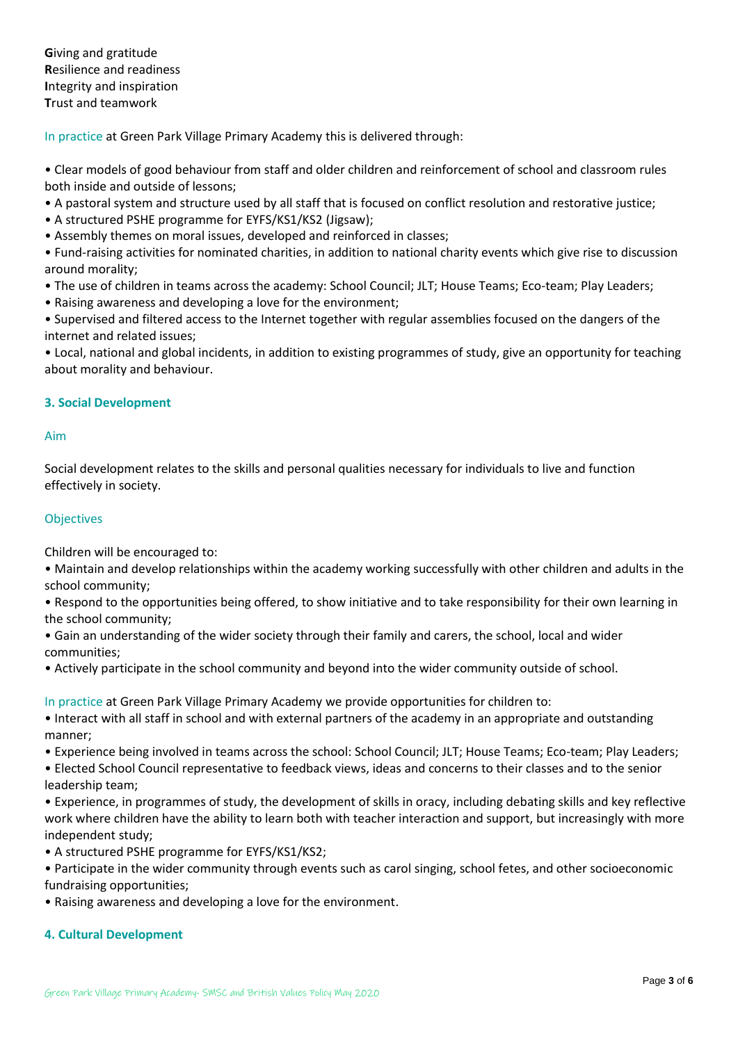**G**iving and gratitude
**R**esilience and readiness
**I**ntegrity and inspiration
**T**rust and teamwork

In practice at Green Park Village Primary Academy this is delivered through:

- Clear models of good behaviour from staff and older children and reinforcement of school and classroom rules both inside and outside of lessons;
- A pastoral system and structure used by all staff that is focused on conflict resolution and restorative justice;
- A structured PSHE programme for EYFS/KS1/KS2 (Jigsaw);
- Assembly themes on moral issues, developed and reinforced in classes;
- Fund-raising activities for nominated charities, in addition to national charity events which give rise to discussion around morality;
- The use of children in teams across the academy: School Council; JLT; House Teams; Eco-team; Play Leaders;
- Raising awareness and developing a love for the environment;
- Supervised and filtered access to the Internet together with regular assemblies focused on the dangers of the internet and related issues;
- Local, national and global incidents, in addition to existing programmes of study, give an opportunity for teaching about morality and behaviour.

## 3. Social Development

### Aim

Social development relates to the skills and personal qualities necessary for individuals to live and function effectively in society.

### Objectives

Children will be encouraged to:

- Maintain and develop relationships within the academy working successfully with other children and adults in the school community;
- Respond to the opportunities being offered, to show initiative and to take responsibility for their own learning in the school community;
- Gain an understanding of the wider society through their family and carers, the school, local and wider communities;
- Actively participate in the school community and beyond into the wider community outside of school.

In practice at Green Park Village Primary Academy we provide opportunities for children to:

- Interact with all staff in school and with external partners of the academy in an appropriate and outstanding manner;
- Experience being involved in teams across the school: School Council; JLT; House Teams; Eco-team; Play Leaders;
- Elected School Council representative to feedback views, ideas and concerns to their classes and to the senior leadership team;
- Experience, in programmes of study, the development of skills in oracy, including debating skills and key reflective work where children have the ability to learn both with teacher interaction and support, but increasingly with more independent study;
- A structured PSHE programme for EYFS/KS1/KS2;
- Participate in the wider community through events such as carol singing, school fetes, and other socioeconomic fundraising opportunities;
- Raising awareness and developing a love for the environment.

## 4. Cultural Development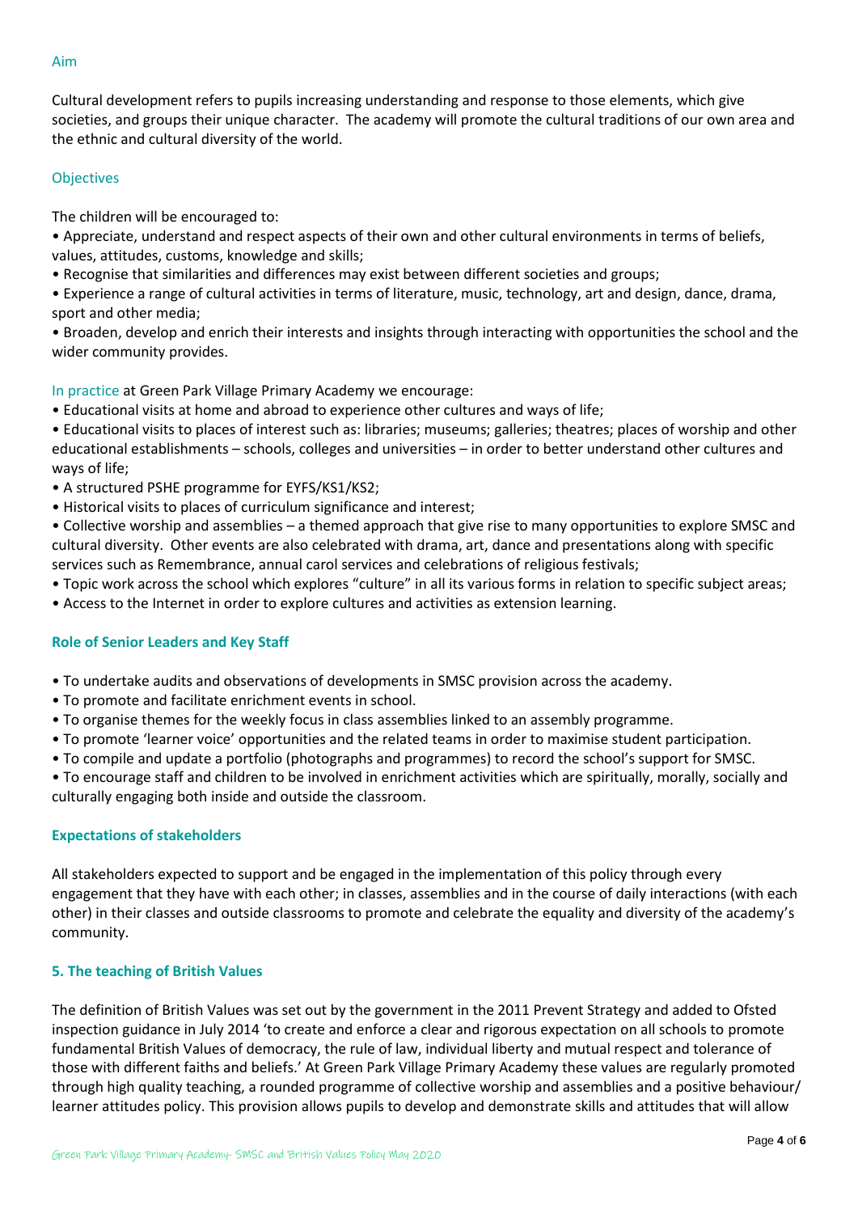### Aim

Cultural development refers to pupils increasing understanding and response to those elements, which give societies, and groups their unique character. The academy will promote the cultural traditions of our own area and the ethnic and cultural diversity of the world.

### Objectives

The children will be encouraged to:

- Appreciate, understand and respect aspects of their own and other cultural environments in terms of beliefs, values, attitudes, customs, knowledge and skills;
- Recognise that similarities and differences may exist between different societies and groups;
- Experience a range of cultural activities in terms of literature, music, technology, art and design, dance, drama, sport and other media;
- Broaden, develop and enrich their interests and insights through interacting with opportunities the school and the wider community provides.

In practice at Green Park Village Primary Academy we encourage:

- Educational visits at home and abroad to experience other cultures and ways of life;
- Educational visits to places of interest such as: libraries; museums; galleries; theatres; places of worship and other educational establishments – schools, colleges and universities – in order to better understand other cultures and ways of life;
- A structured PSHE programme for EYFS/KS1/KS2;
- Historical visits to places of curriculum significance and interest;
- Collective worship and assemblies – a themed approach that give rise to many opportunities to explore SMSC and cultural diversity. Other events are also celebrated with drama, art, dance and presentations along with specific services such as Remembrance, annual carol services and celebrations of religious festivals;
- Topic work across the school which explores "culture" in all its various forms in relation to specific subject areas;
- Access to the Internet in order to explore cultures and activities as extension learning.

### Role of Senior Leaders and Key Staff

- To undertake audits and observations of developments in SMSC provision across the academy.
- To promote and facilitate enrichment events in school.
- To organise themes for the weekly focus in class assemblies linked to an assembly programme.
- To promote 'learner voice' opportunities and the related teams in order to maximise student participation.
- To compile and update a portfolio (photographs and programmes) to record the school's support for SMSC.
- To encourage staff and children to be involved in enrichment activities which are spiritually, morally, socially and culturally engaging both inside and outside the classroom.

### Expectations of stakeholders

All stakeholders expected to support and be engaged in the implementation of this policy through every engagement that they have with each other; in classes, assemblies and in the course of daily interactions (with each other) in their classes and outside classrooms to promote and celebrate the equality and diversity of the academy's community.

## 5. The teaching of British Values

The definition of British Values was set out by the government in the 2011 Prevent Strategy and added to Ofsted inspection guidance in July 2014 'to create and enforce a clear and rigorous expectation on all schools to promote fundamental British Values of democracy, the rule of law, individual liberty and mutual respect and tolerance of those with different faiths and beliefs.' At Green Park Village Primary Academy these values are regularly promoted through high quality teaching, a rounded programme of collective worship and assemblies and a positive behaviour/ learner attitudes policy. This provision allows pupils to develop and demonstrate skills and attitudes that will allow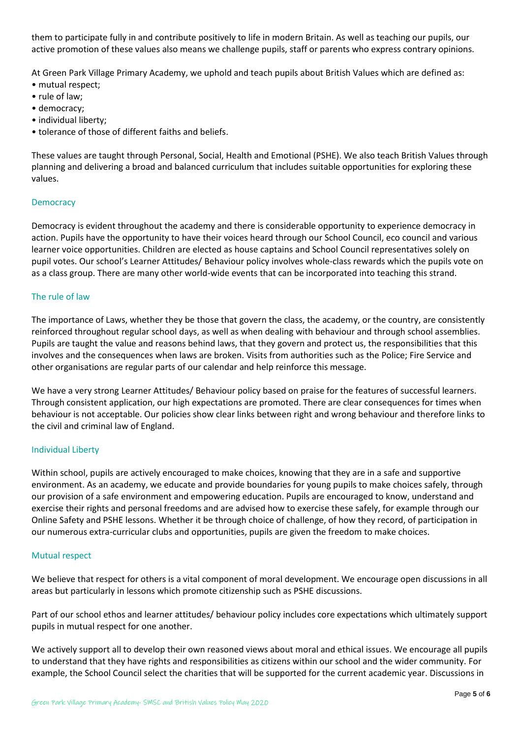them to participate fully in and contribute positively to life in modern Britain. As well as teaching our pupils, our active promotion of these values also means we challenge pupils, staff or parents who express contrary opinions.

At Green Park Village Primary Academy, we uphold and teach pupils about British Values which are defined as:

- mutual respect;
- rule of law;
- democracy;
- individual liberty;
- tolerance of those of different faiths and beliefs.

These values are taught through Personal, Social, Health and Emotional (PSHE). We also teach British Values through planning and delivering a broad and balanced curriculum that includes suitable opportunities for exploring these values.

### Democracy

Democracy is evident throughout the academy and there is considerable opportunity to experience democracy in action. Pupils have the opportunity to have their voices heard through our School Council, eco council and various learner voice opportunities. Children are elected as house captains and School Council representatives solely on pupil votes. Our school's Learner Attitudes/ Behaviour policy involves whole-class rewards which the pupils vote on as a class group. There are many other world-wide events that can be incorporated into teaching this strand.

### The rule of law

The importance of Laws, whether they be those that govern the class, the academy, or the country, are consistently reinforced throughout regular school days, as well as when dealing with behaviour and through school assemblies. Pupils are taught the value and reasons behind laws, that they govern and protect us, the responsibilities that this involves and the consequences when laws are broken. Visits from authorities such as the Police; Fire Service and other organisations are regular parts of our calendar and help reinforce this message.

We have a very strong Learner Attitudes/ Behaviour policy based on praise for the features of successful learners. Through consistent application, our high expectations are promoted. There are clear consequences for times when behaviour is not acceptable. Our policies show clear links between right and wrong behaviour and therefore links to the civil and criminal law of England.

### Individual Liberty

Within school, pupils are actively encouraged to make choices, knowing that they are in a safe and supportive environment. As an academy, we educate and provide boundaries for young pupils to make choices safely, through our provision of a safe environment and empowering education. Pupils are encouraged to know, understand and exercise their rights and personal freedoms and are advised how to exercise these safely, for example through our Online Safety and PSHE lessons. Whether it be through choice of challenge, of how they record, of participation in our numerous extra-curricular clubs and opportunities, pupils are given the freedom to make choices.

### Mutual respect

We believe that respect for others is a vital component of moral development. We encourage open discussions in all areas but particularly in lessons which promote citizenship such as PSHE discussions.

Part of our school ethos and learner attitudes/ behaviour policy includes core expectations which ultimately support pupils in mutual respect for one another.

We actively support all to develop their own reasoned views about moral and ethical issues. We encourage all pupils to understand that they have rights and responsibilities as citizens within our school and the wider community. For example, the School Council select the charities that will be supported for the current academic year. Discussions in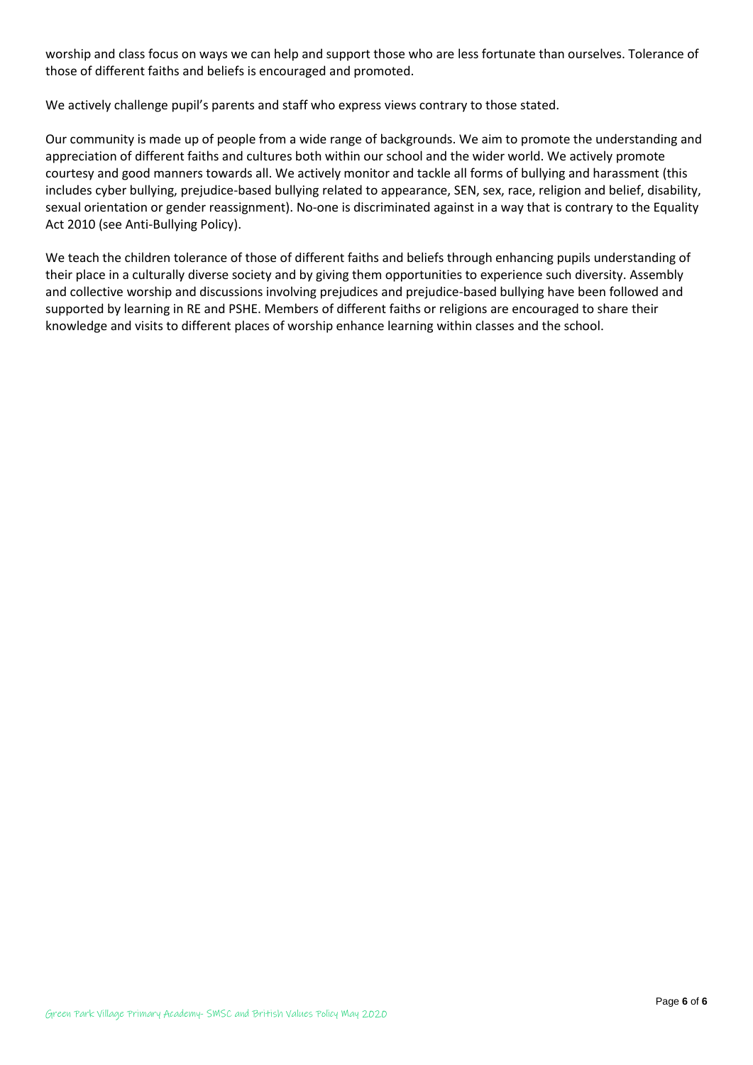worship and class focus on ways we can help and support those who are less fortunate than ourselves. Tolerance of those of different faiths and beliefs is encouraged and promoted.

We actively challenge pupil's parents and staff who express views contrary to those stated.

Our community is made up of people from a wide range of backgrounds. We aim to promote the understanding and appreciation of different faiths and cultures both within our school and the wider world. We actively promote courtesy and good manners towards all. We actively monitor and tackle all forms of bullying and harassment (this includes cyber bullying, prejudice-based bullying related to appearance, SEN, sex, race, religion and belief, disability, sexual orientation or gender reassignment). No-one is discriminated against in a way that is contrary to the Equality Act 2010 (see Anti-Bullying Policy).

We teach the children tolerance of those of different faiths and beliefs through enhancing pupils understanding of their place in a culturally diverse society and by giving them opportunities to experience such diversity. Assembly and collective worship and discussions involving prejudices and prejudice-based bullying have been followed and supported by learning in RE and PSHE. Members of different faiths or religions are encouraged to share their knowledge and visits to different places of worship enhance learning within classes and the school.